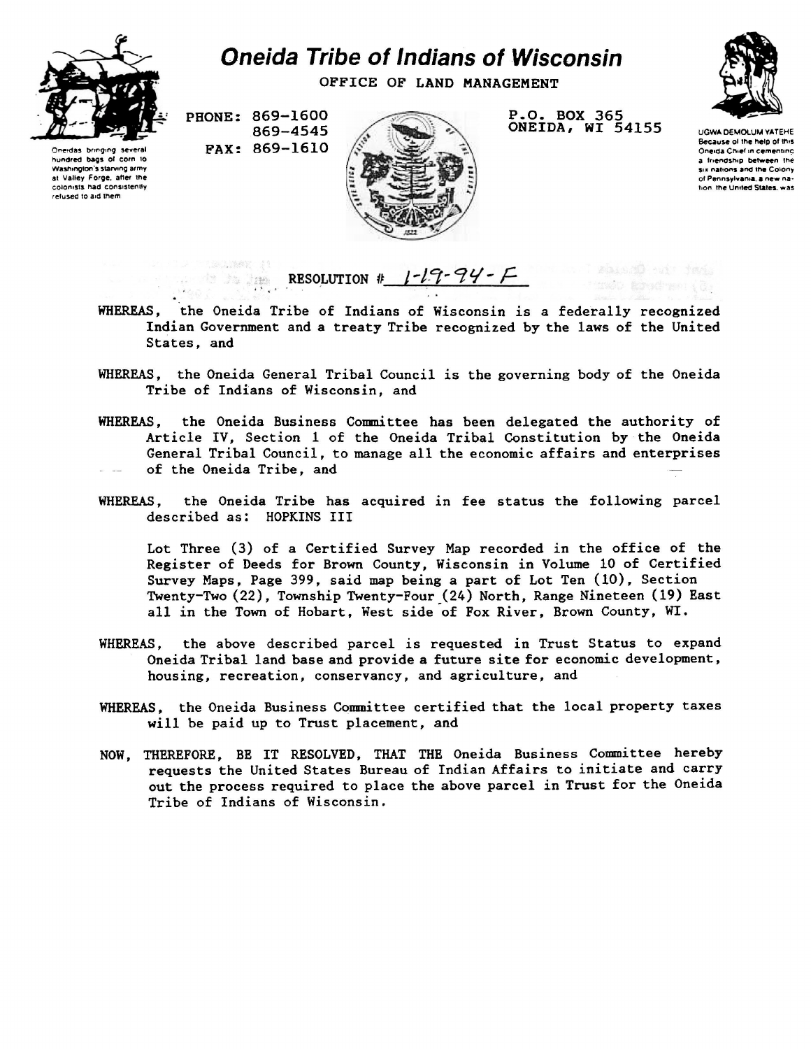# Oneida Tribe of Indians of Wisconsin

OFFICE OF LAND MANAGEMENT

Oneidas bringing several hundred bags of corn to Washington's starving army at Valley Forge, after the colonists had consistently refused to aid them

PHONE: 869-1600
869-4545
FAX: 869-1610

P.O. BOX 365
ONEIDA, WI 54155

UGWA DEMOLUM YATEHE
Because of the help of this Oneida Chief in cementing a friendship between the six nations and the Colony of Pennsylvania, a new nation the United States, was

RESOLUTION # 1-19-94-F

WHEREAS, the Oneida Tribe of Indians of Wisconsin is a federally recognized Indian Government and a treaty Tribe recognized by the laws of the United States, and

WHEREAS, the Oneida General Tribal Council is the governing body of the Oneida Tribe of Indians of Wisconsin, and

WHEREAS, the Oneida Business Committee has been delegated the authority of Article IV, Section 1 of the Oneida Tribal Constitution by the Oneida General Tribal Council, to manage all the economic affairs and enterprises of the Oneida Tribe, and

WHEREAS, the Oneida Tribe has acquired in fee status the following parcel described as: HOPKINS III

Lot Three (3) of a Certified Survey Map recorded in the office of the Register of Deeds for Brown County, Wisconsin in Volume 10 of Certified Survey Maps, Page 399, said map being a part of Lot Ten (10), Section Twenty-Two (22), Township Twenty-Four (24) North, Range Nineteen (19) East all in the Town of Hobart, West side of Fox River, Brown County, WI.

WHEREAS, the above described parcel is requested in Trust Status to expand Oneida Tribal land base and provide a future site for economic development, housing, recreation, conservancy, and agriculture, and

WHEREAS, the Oneida Business Committee certified that the local property taxes will be paid up to Trust placement, and

NOW, THEREFORE, BE IT RESOLVED, THAT THE Oneida Business Committee hereby requests the United States Bureau of Indian Affairs to initiate and carry out the process required to place the above parcel in Trust for the Oneida Tribe of Indians of Wisconsin.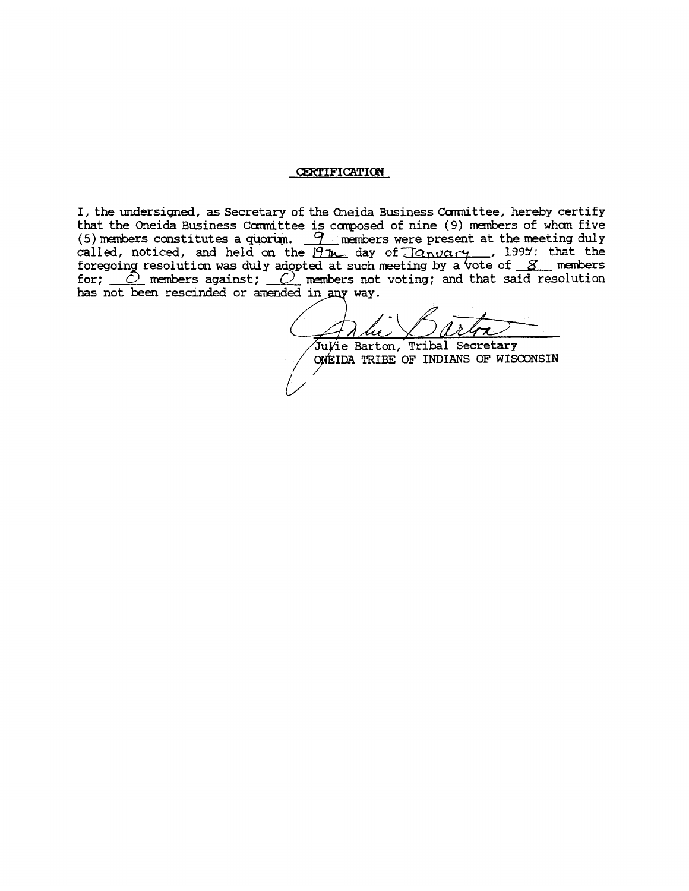## CERTIFICATION

I, the undersigned, as Secretary of the Oneida Business Committee, hereby certify that the Oneida Business Committee is composed of nine (9) members of whom five (5) members constitutes a quorum. 9 members were present at the meeting duly called, noticed, and held on the 19th day of January, 1994; that the foregoing resolution was duly adopted at such meeting by a vote of 8 members for; 0 members against; 0 members not voting; and that said resolution has not been rescinded or amended in any way.

Julie Barton

Julie Barton, Tribal Secretary
ONEIDA TRIBE OF INDIANS OF WISCONSIN